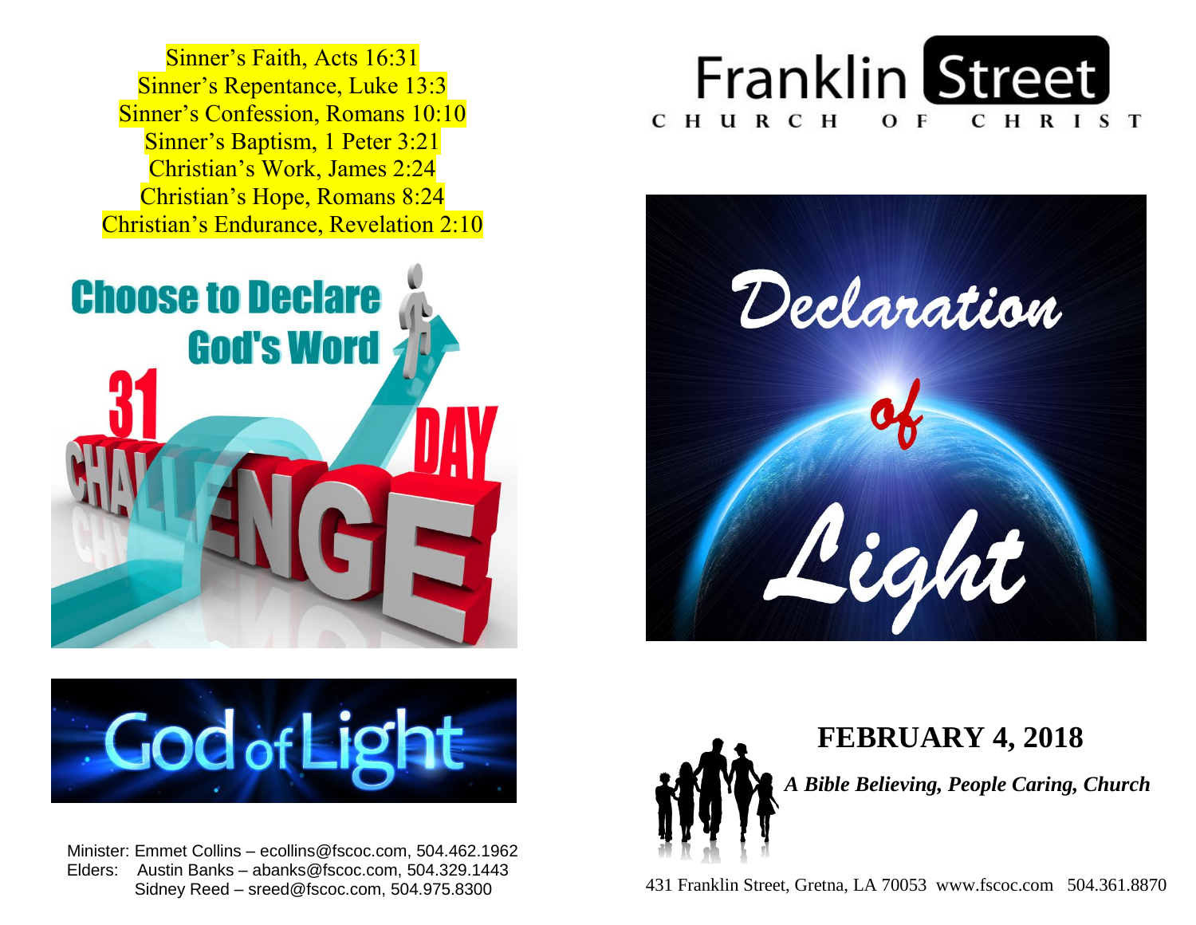Sinner's Faith, Acts 16:31
Sinner's Repentance, Luke 13:3
Sinner's Confession, Romans 10:10
Sinner's Baptism, 1 Peter 3:21
Christian's Work, James 2:24
Christian's Hope, Romans 8:24
Christian's Endurance, Revelation 2:10

Choose to Declare God's Word

31 DAY CHALLENGE

God of Light

Minister: Emmet Collins – ecollins@fscoc.com, 504.462.1962
Elders: Austin Banks – abanks@fscoc.com, 504.329.1443
Sidney Reed – sreed@fscoc.com, 504.975.8300

# Franklin Street
CHURCH OF CHRIST

## Declaration of Light

## FEBRUARY 4, 2018

***A Bible Believing, People Caring, Church***

431 Franklin Street, Gretna, LA 70053 www.fscoc.com 504.361.8870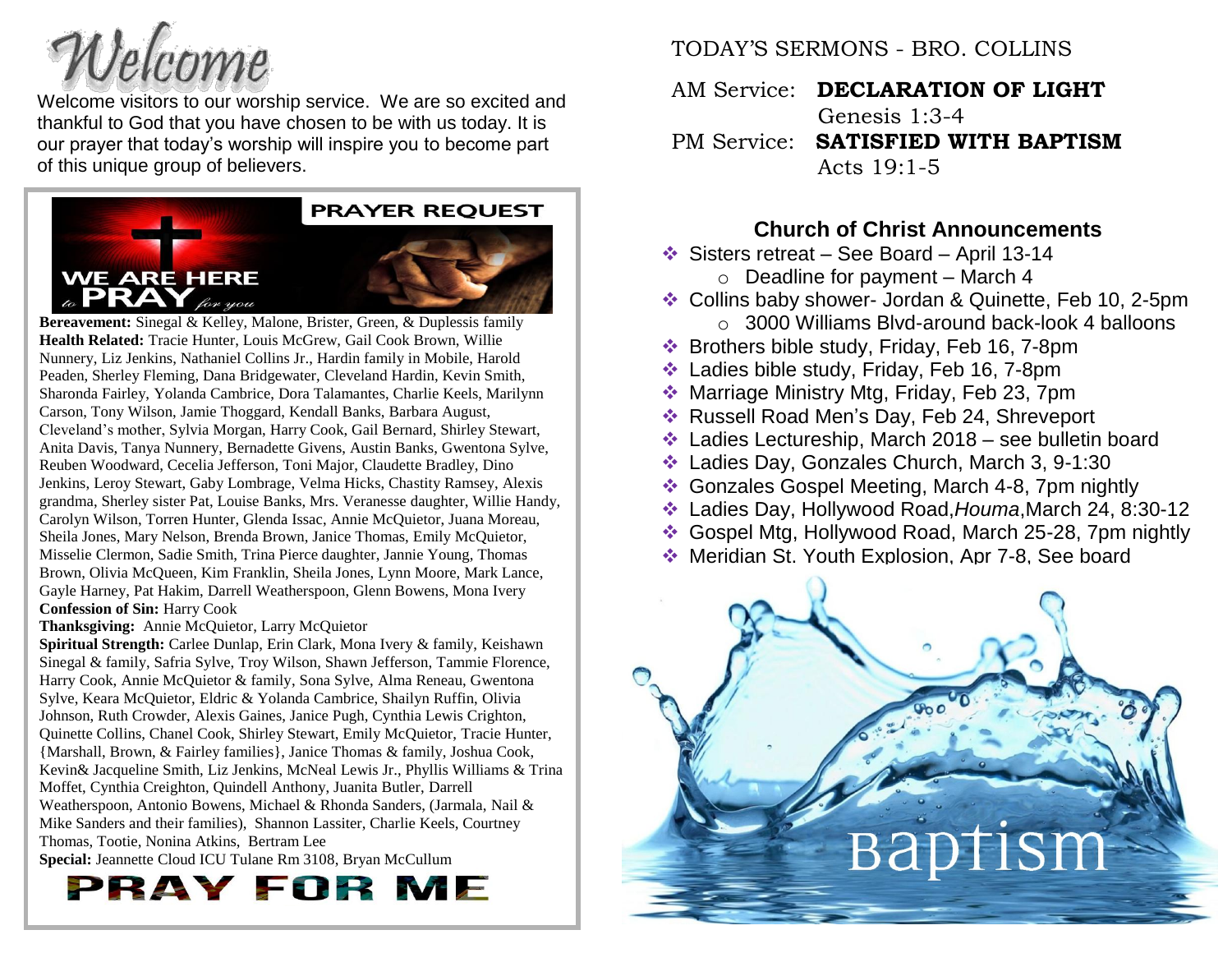# Welcome

Welcome visitors to our worship service. We are so excited and thankful to God that you have chosen to be with us today. It is our prayer that today's worship will inspire you to become part of this unique group of believers.

## PRAYER REQUEST

WE ARE HERE to PRAY for you

**Bereavement:** Sinegal & Kelley, Malone, Brister, Green, & Duplessis family

**Health Related:** Tracie Hunter, Louis McGrew, Gail Cook Brown, Willie Nunnery, Liz Jenkins, Nathaniel Collins Jr., Hardin family in Mobile, Harold Peaden, Sherley Fleming, Dana Bridgewater, Cleveland Hardin, Kevin Smith, Sharonda Fairley, Yolanda Cambrice, Dora Talamantes, Charlie Keels, Marilynn Carson, Tony Wilson, Jamie Thoggard, Kendall Banks, Barbara August, Cleveland's mother, Sylvia Morgan, Harry Cook, Gail Bernard, Shirley Stewart, Anita Davis, Tanya Nunnery, Bernadette Givens, Austin Banks, Gwentona Sylve, Reuben Woodward, Cecelia Jefferson, Toni Major, Claudette Bradley, Dino Jenkins, Leroy Stewart, Gaby Lombrage, Velma Hicks, Chastity Ramsey, Alexis grandma, Sherley sister Pat, Louise Banks, Mrs. Veranesse daughter, Willie Handy, Carolyn Wilson, Torren Hunter, Glenda Issac, Annie McQuietor, Juana Moreau, Sheila Jones, Mary Nelson, Brenda Brown, Janice Thomas, Emily McQuietor, Misselie Clermon, Sadie Smith, Trina Pierce daughter, Jannie Young, Thomas Brown, Olivia McQueen, Kim Franklin, Sheila Jones, Lynn Moore, Mark Lance, Gayle Harney, Pat Hakim, Darrell Weatherspoon, Glenn Bowens, Mona Ivery

**Confession of Sin:** Harry Cook

**Thanksgiving:** Annie McQuietor, Larry McQuietor

**Spiritual Strength:** Carlee Dunlap, Erin Clark, Mona Ivery & family, Keishawn Sinegal & family, Safria Sylve, Troy Wilson, Shawn Jefferson, Tammie Florence, Harry Cook, Annie McQuietor & family, Sona Sylve, Alma Reneau, Gwentona Sylve, Keara McQuietor, Eldric & Yolanda Cambrice, Shailyn Ruffin, Olivia Johnson, Ruth Crowder, Alexis Gaines, Janice Pugh, Cynthia Lewis Crighton, Quinette Collins, Chanel Cook, Shirley Stewart, Emily McQuietor, Tracie Hunter, {Marshall, Brown, & Fairley families}, Janice Thomas & family, Joshua Cook, Kevin& Jacqueline Smith, Liz Jenkins, McNeal Lewis Jr., Phyllis Williams & Trina Moffet, Cynthia Creighton, Quindell Anthony, Juanita Butler, Darrell Weatherspoon, Antonio Bowens, Michael & Rhonda Sanders, (Jarmala, Nail & Mike Sanders and their families), Shannon Lassiter, Charlie Keels, Courtney Thomas, Tootie, Nonina Atkins, Bertram Lee

**Special:** Jeannette Cloud ICU Tulane Rm 3108, Bryan McCullum

PRAY FOR ME

TODAY'S SERMONS - BRO. COLLINS

AM Service: **DECLARATION OF LIGHT**
Genesis 1:3-4

PM Service: **SATISFIED WITH BAPTISM**
Acts 19:1-5

## Church of Christ Announcements

- Sisters retreat – See Board – April 13-14
  - Deadline for payment – March 4
- Collins baby shower- Jordan & Quinette, Feb 10, 2-5pm
  - 3000 Williams Blvd-around back-look 4 balloons
- Brothers bible study, Friday, Feb 16, 7-8pm
- Ladies bible study, Friday, Feb 16, 7-8pm
- Marriage Ministry Mtg, Friday, Feb 23, 7pm
- Russell Road Men's Day, Feb 24, Shreveport
- Ladies Lectureship, March 2018 – see bulletin board
- Ladies Day, Gonzales Church, March 3, 9-1:30
- Gonzales Gospel Meeting, March 4-8, 7pm nightly
- Ladies Day, Hollywood Road,*Houma*,March 24, 8:30-12
- Gospel Mtg, Hollywood Road, March 25-28, 7pm nightly
- Meridian St. Youth Explosion, Apr 7-8, See board

Baptism